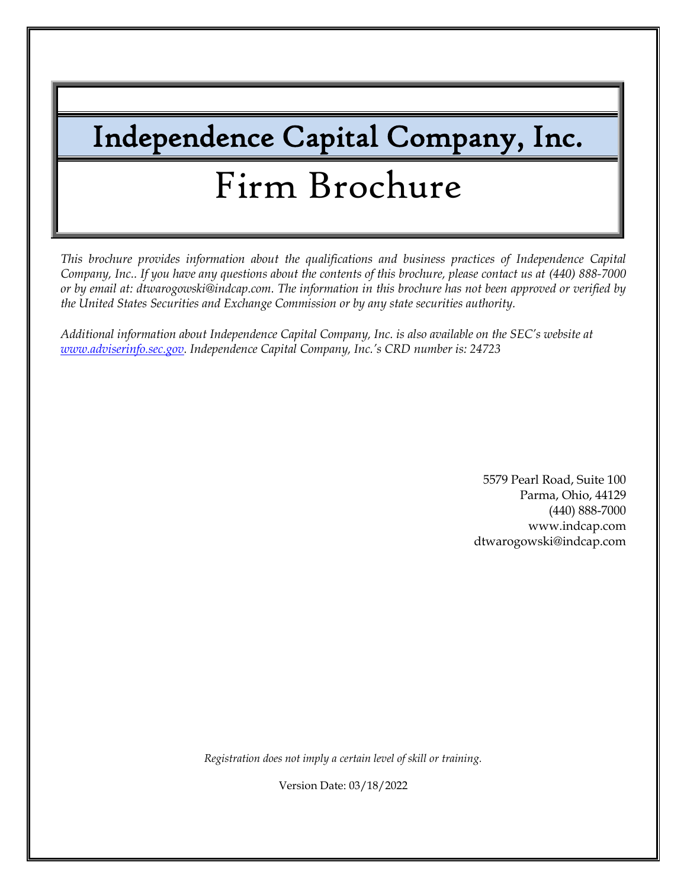# Independence Capital Company, Inc.

## Firm Brochure

*This brochure provides information about the qualifications and business practices of Independence Capital Company, Inc.. If you have any questions about the contents of this brochure, please contact us at (440) 888-7000 or by email at: dtwarogowski@indcap.com. The information in this brochure has not been approved or verified by the United States Securities and Exchange Commission or by any state securities authority.*

*Additional information about Independence Capital Company, Inc. is also available on the SEC's website at [www.adviserinfo.sec.gov](http://www.adviserinfo.sec.gov). Independence Capital Company, Inc.'s CRD number is: 24723*

5579 Pearl Road, Suite 100
Parma, Ohio, 44129
(440) 888-7000
www.indcap.com
dtwarogowski@indcap.com

*Registration does not imply a certain level of skill or training.*

Version Date: 03/18/2022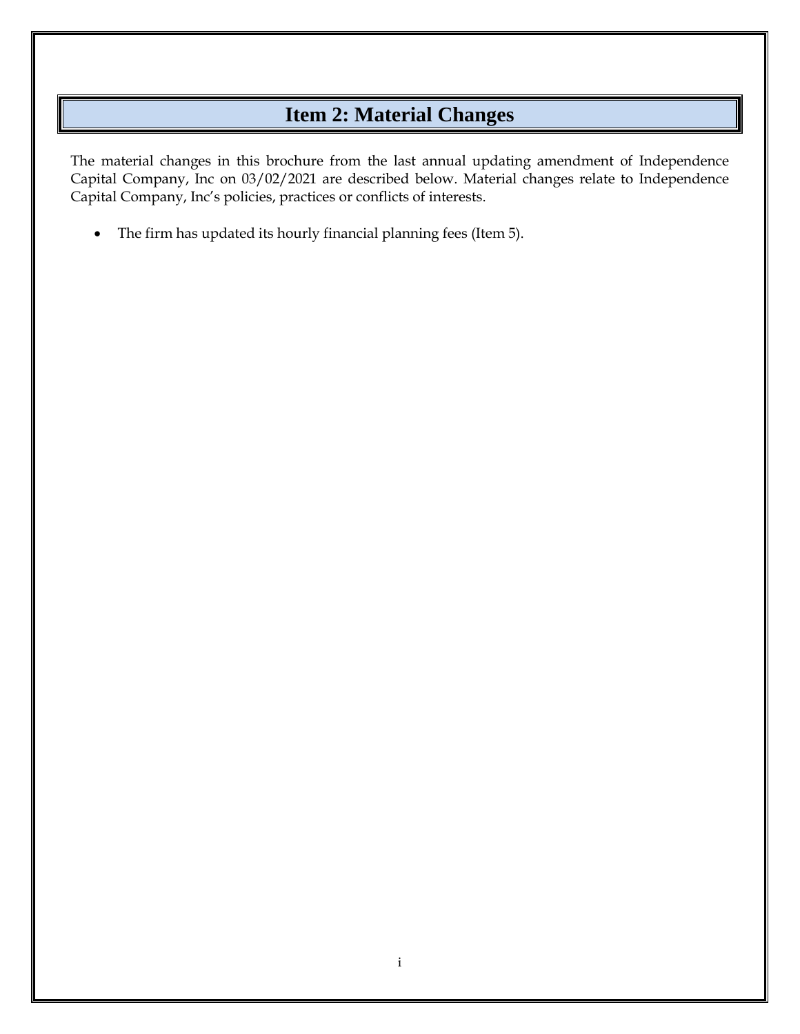# Item 2: Material Changes

The material changes in this brochure from the last annual updating amendment of Independence Capital Company, Inc on 03/02/2021 are described below. Material changes relate to Independence Capital Company, Inc's policies, practices or conflicts of interests.

- The firm has updated its hourly financial planning fees (Item 5).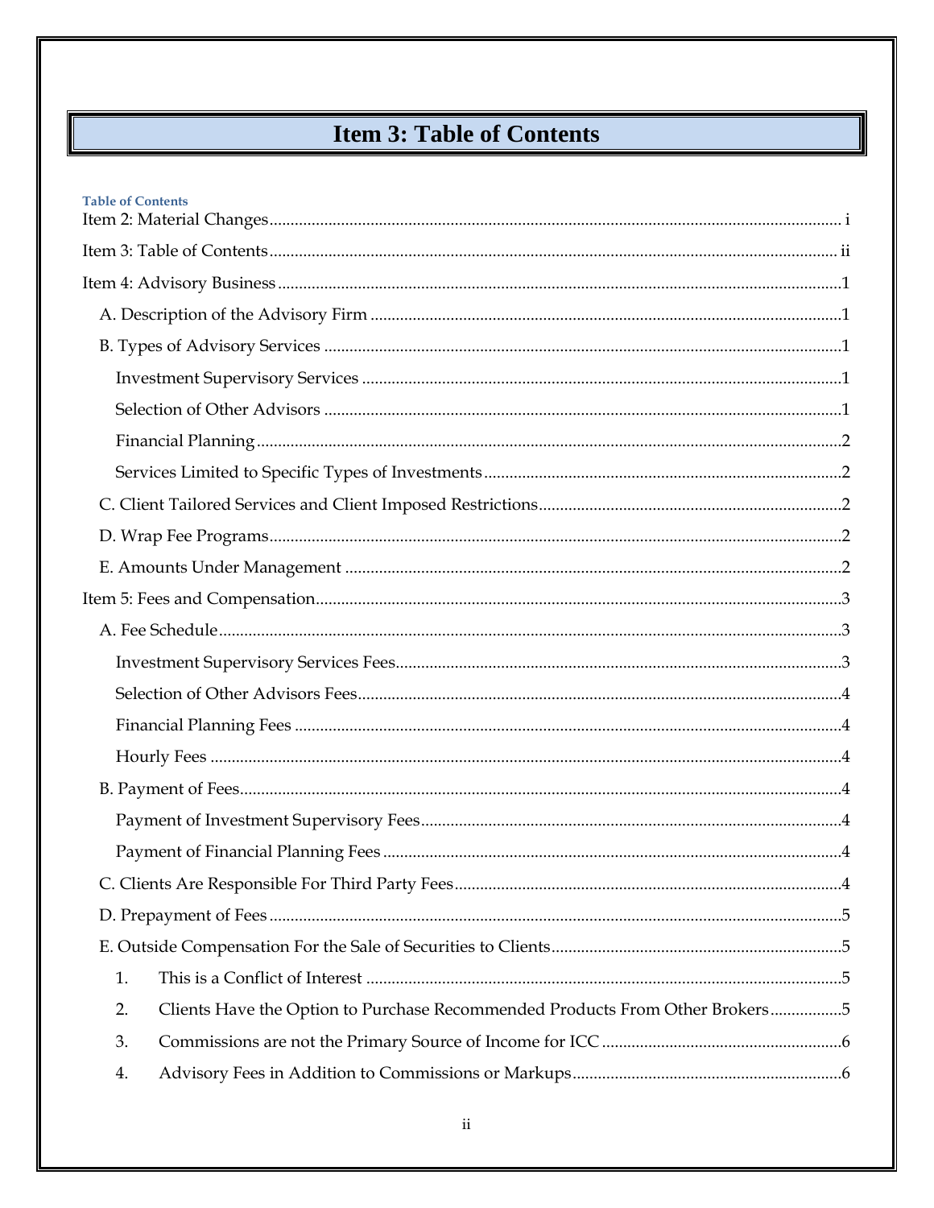# Item 3: Table of Contents

**Table of Contents**

Item 2: Material Changes ........ i

Item 3: Table of Contents ........ ii

Item 4: Advisory Business ........ 1

- A. Description of the Advisory Firm ........ 1
- B. Types of Advisory Services ........ 1
  - Investment Supervisory Services ........ 1
  - Selection of Other Advisors ........ 1
  - Financial Planning ........ 2
  - Services Limited to Specific Types of Investments ........ 2
- C. Client Tailored Services and Client Imposed Restrictions ........ 2
- D. Wrap Fee Programs ........ 2
- E. Amounts Under Management ........ 2

Item 5: Fees and Compensation ........ 3

- A. Fee Schedule ........ 3
  - Investment Supervisory Services Fees ........ 3
  - Selection of Other Advisors Fees ........ 4
  - Financial Planning Fees ........ 4
  - Hourly Fees ........ 4
- B. Payment of Fees ........ 4
  - Payment of Investment Supervisory Fees ........ 4
  - Payment of Financial Planning Fees ........ 4
- C. Clients Are Responsible For Third Party Fees ........ 4
- D. Prepayment of Fees ........ 5
- E. Outside Compensation For the Sale of Securities to Clients ........ 5
  1. This is a Conflict of Interest ........ 5
  2. Clients Have the Option to Purchase Recommended Products From Other Brokers ........ 5
  3. Commissions are not the Primary Source of Income for ICC ........ 6
  4. Advisory Fees in Addition to Commissions or Markups ........ 6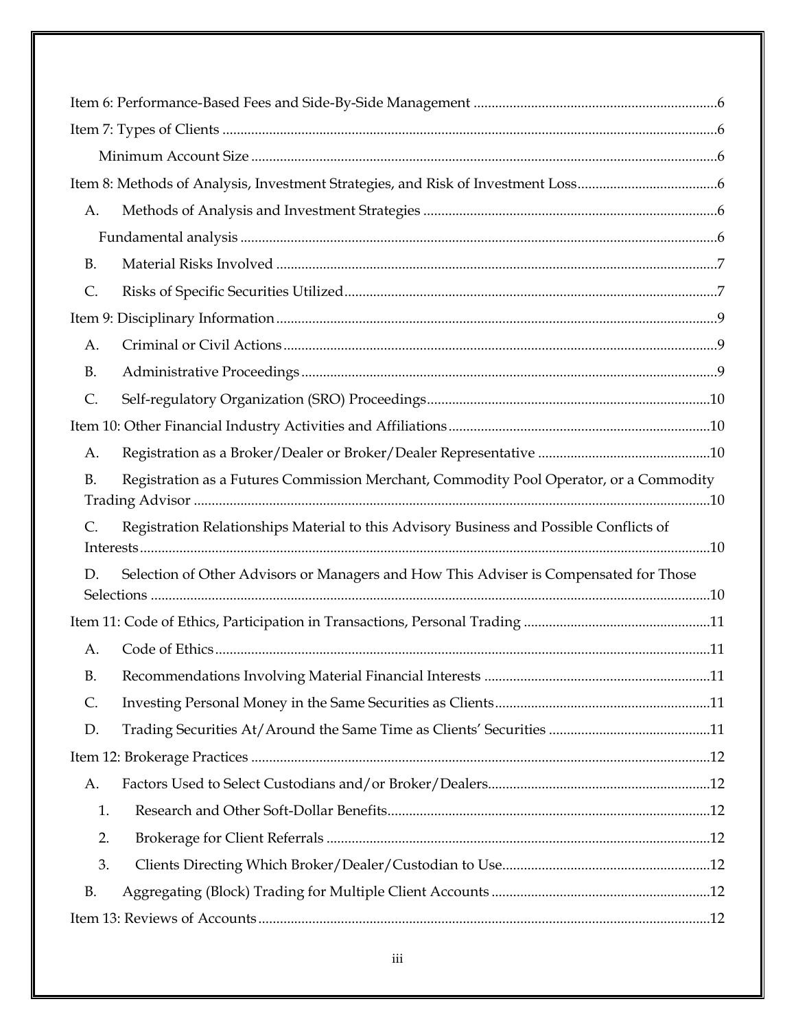- Item 6: Performance-Based Fees and Side-By-Side Management ....................6
- Item 7: Types of Clients ....................6
  - Minimum Account Size ....................6
- Item 8: Methods of Analysis, Investment Strategies, and Risk of Investment Loss ....................6
  - A. Methods of Analysis and Investment Strategies ....................6
    - Fundamental analysis ....................6
  - B. Material Risks Involved ....................7
  - C. Risks of Specific Securities Utilized ....................7
- Item 9: Disciplinary Information ....................9
  - A. Criminal or Civil Actions ....................9
  - B. Administrative Proceedings ....................9
  - C. Self-regulatory Organization (SRO) Proceedings ....................10
- Item 10: Other Financial Industry Activities and Affiliations ....................10
  - A. Registration as a Broker/Dealer or Broker/Dealer Representative ....................10
  - B. Registration as a Futures Commission Merchant, Commodity Pool Operator, or a Commodity Trading Advisor ....................10
  - C. Registration Relationships Material to this Advisory Business and Possible Conflicts of Interests ....................10
  - D. Selection of Other Advisors or Managers and How This Adviser is Compensated for Those Selections ....................10
- Item 11: Code of Ethics, Participation in Transactions, Personal Trading ....................11
  - A. Code of Ethics ....................11
  - B. Recommendations Involving Material Financial Interests ....................11
  - C. Investing Personal Money in the Same Securities as Clients ....................11
  - D. Trading Securities At/Around the Same Time as Clients' Securities ....................11
- Item 12: Brokerage Practices ....................12
  - A. Factors Used to Select Custodians and/or Broker/Dealers ....................12
    - 1. Research and Other Soft-Dollar Benefits ....................12
    - 2. Brokerage for Client Referrals ....................12
    - 3. Clients Directing Which Broker/Dealer/Custodian to Use ....................12
  - B. Aggregating (Block) Trading for Multiple Client Accounts ....................12
- Item 13: Reviews of Accounts ....................12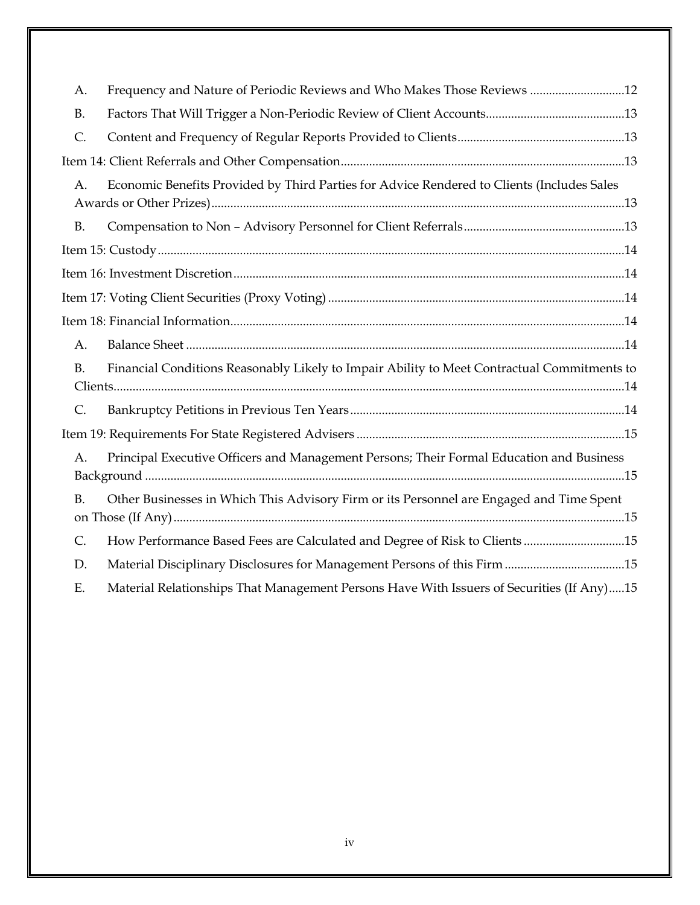A. Frequency and Nature of Periodic Reviews and Who Makes Those Reviews .............................12

B. Factors That Will Trigger a Non-Periodic Review of Client Accounts............................................13

C. Content and Frequency of Regular Reports Provided to Clients.....................................................13

Item 14: Client Referrals and Other Compensation.........................................................................................13

A. Economic Benefits Provided by Third Parties for Advice Rendered to Clients (Includes Sales Awards or Other Prizes)..................................................................................................................................13

B. Compensation to Non – Advisory Personnel for Client Referrals..................................................13

Item 15: Custody...................................................................................................................................................14

Item 16: Investment Discretion...........................................................................................................................14

Item 17: Voting Client Securities (Proxy Voting) .............................................................................................14

Item 18: Financial Information............................................................................................................................14

A. Balance Sheet ..........................................................................................................................................14

B. Financial Conditions Reasonably Likely to Impair Ability to Meet Contractual Commitments to Clients.................................................................................................................................................14

C. Bankruptcy Petitions in Previous Ten Years......................................................................................14

Item 19: Requirements For State Registered Advisers ....................................................................................15

A. Principal Executive Officers and Management Persons; Their Formal Education and Business Background .......................................................................................................................................15

B. Other Businesses in Which This Advisory Firm or its Personnel are Engaged and Time Spent on Those (If Any)..............................................................................................................................15

C. How Performance Based Fees are Calculated and Degree of Risk to Clients ................................15

D. Material Disciplinary Disclosures for Management Persons of this Firm ......................................15

E. Material Relationships That Management Persons Have With Issuers of Securities (If Any).....15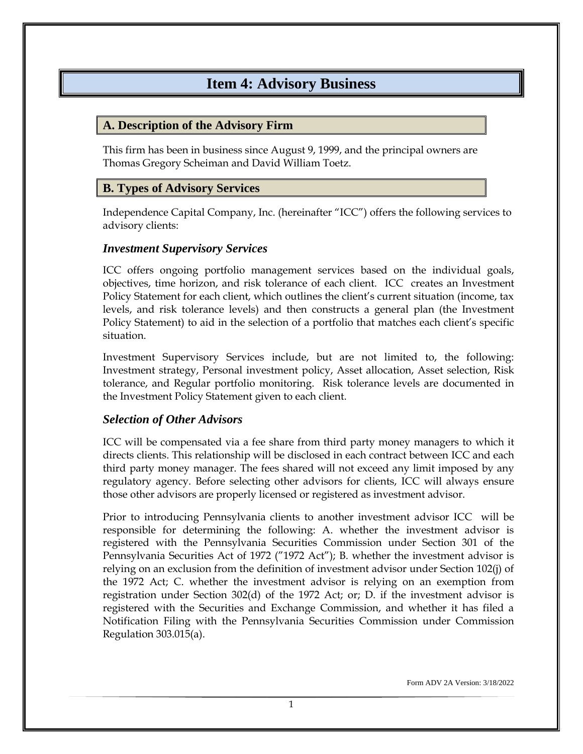# Item 4: Advisory Business

## A. Description of the Advisory Firm

This firm has been in business since August 9, 1999, and the principal owners are Thomas Gregory Scheiman and David William Toetz.

## B. Types of Advisory Services

Independence Capital Company, Inc. (hereinafter "ICC") offers the following services to advisory clients:

### *Investment Supervisory Services*

ICC offers ongoing portfolio management services based on the individual goals, objectives, time horizon, and risk tolerance of each client. ICC creates an Investment Policy Statement for each client, which outlines the client's current situation (income, tax levels, and risk tolerance levels) and then constructs a general plan (the Investment Policy Statement) to aid in the selection of a portfolio that matches each client's specific situation.

Investment Supervisory Services include, but are not limited to, the following: Investment strategy, Personal investment policy, Asset allocation, Asset selection, Risk tolerance, and Regular portfolio monitoring. Risk tolerance levels are documented in the Investment Policy Statement given to each client.

### *Selection of Other Advisors*

ICC will be compensated via a fee share from third party money managers to which it directs clients. This relationship will be disclosed in each contract between ICC and each third party money manager. The fees shared will not exceed any limit imposed by any regulatory agency. Before selecting other advisors for clients, ICC will always ensure those other advisors are properly licensed or registered as investment advisor.

Prior to introducing Pennsylvania clients to another investment advisor ICC will be responsible for determining the following: A. whether the investment advisor is registered with the Pennsylvania Securities Commission under Section 301 of the Pennsylvania Securities Act of 1972 ("1972 Act"); B. whether the investment advisor is relying on an exclusion from the definition of investment advisor under Section 102(j) of the 1972 Act; C. whether the investment advisor is relying on an exemption from registration under Section 302(d) of the 1972 Act; or; D. if the investment advisor is registered with the Securities and Exchange Commission, and whether it has filed a Notification Filing with the Pennsylvania Securities Commission under Commission Regulation 303.015(a).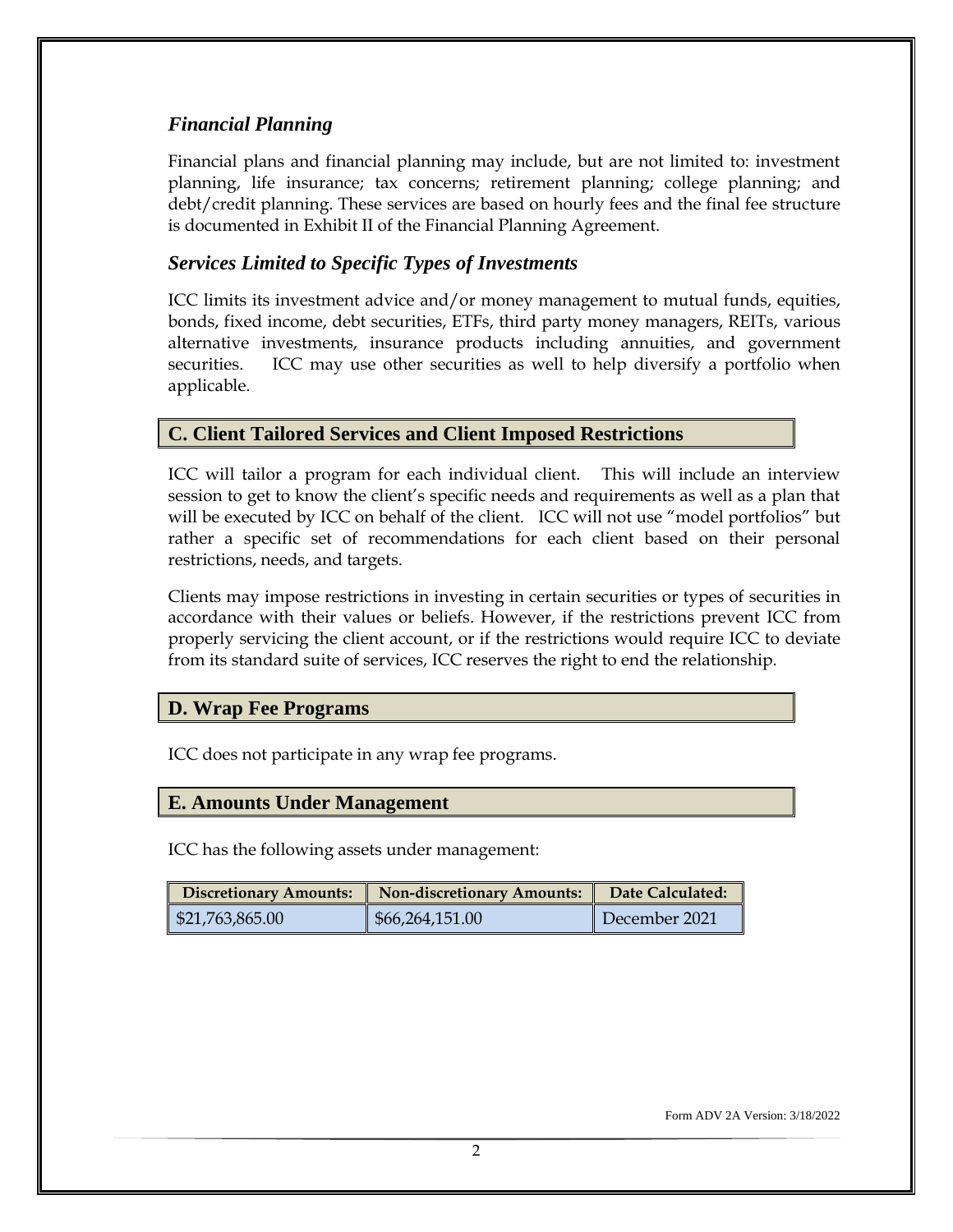### *Financial Planning*

Financial plans and financial planning may include, but are not limited to: investment planning, life insurance; tax concerns; retirement planning; college planning; and debt/credit planning. These services are based on hourly fees and the final fee structure is documented in Exhibit II of the Financial Planning Agreement.

### *Services Limited to Specific Types of Investments*

ICC limits its investment advice and/or money management to mutual funds, equities, bonds, fixed income, debt securities, ETFs, third party money managers, REITs, various alternative investments, insurance products including annuities, and government securities. ICC may use other securities as well to help diversify a portfolio when applicable.

## C. Client Tailored Services and Client Imposed Restrictions

ICC will tailor a program for each individual client. This will include an interview session to get to know the client's specific needs and requirements as well as a plan that will be executed by ICC on behalf of the client. ICC will not use "model portfolios" but rather a specific set of recommendations for each client based on their personal restrictions, needs, and targets.

Clients may impose restrictions in investing in certain securities or types of securities in accordance with their values or beliefs. However, if the restrictions prevent ICC from properly servicing the client account, or if the restrictions would require ICC to deviate from its standard suite of services, ICC reserves the right to end the relationship.

## D. Wrap Fee Programs

ICC does not participate in any wrap fee programs.

## E. Amounts Under Management

ICC has the following assets under management:

| Discretionary Amounts: | Non-discretionary Amounts: | Date Calculated: |
|---|---|---|
| $21,763,865.00 | $66,264,151.00 | December 2021 |

Form ADV 2A Version: 3/18/2022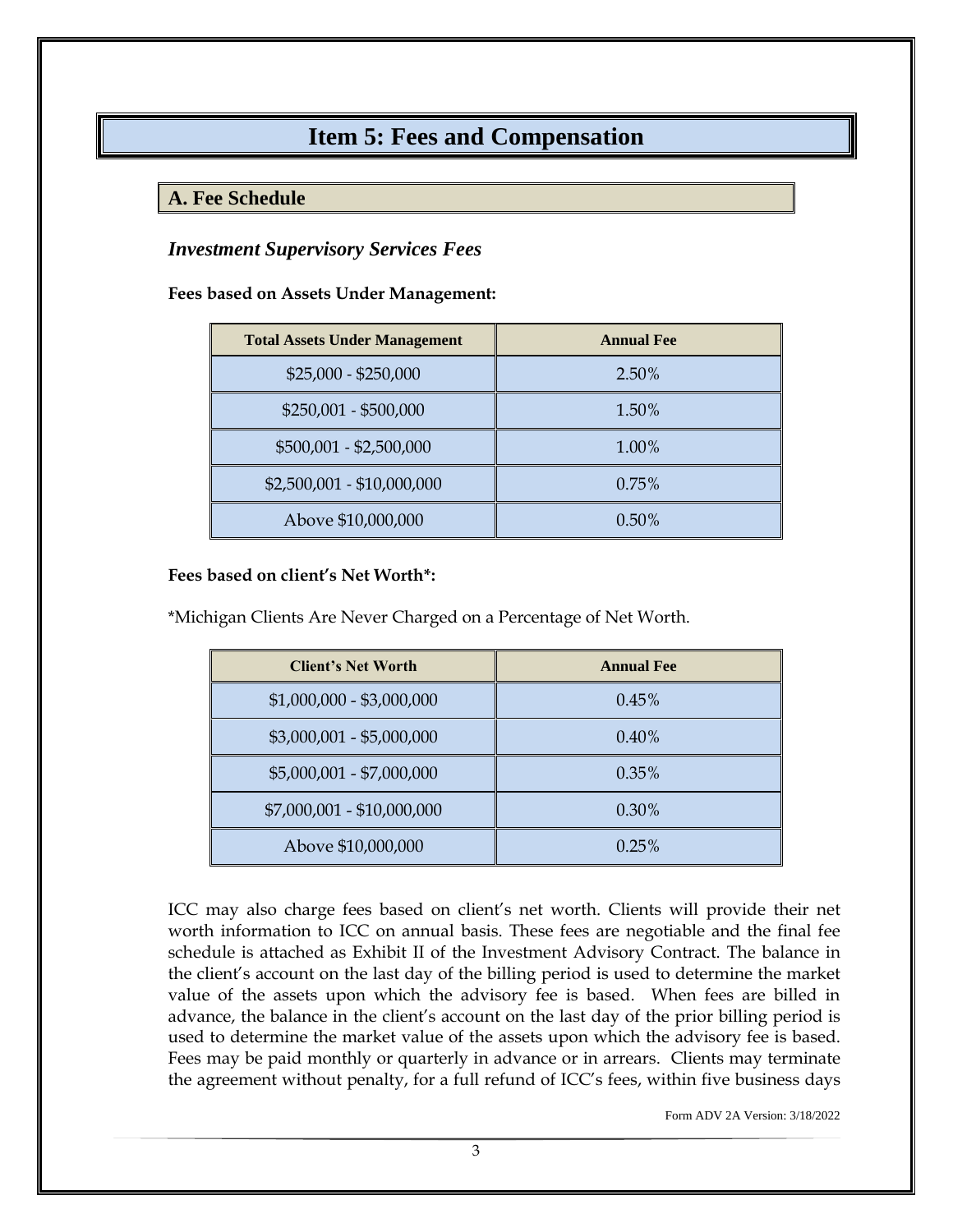# Item 5: Fees and Compensation

## A. Fee Schedule

### *Investment Supervisory Services Fees*

**Fees based on Assets Under Management:**

| Total Assets Under Management | Annual Fee |
|---|---|
| $25,000 - $250,000 | 2.50% |
| $250,001 - $500,000 | 1.50% |
| $500,001 - $2,500,000 | 1.00% |
| $2,500,001 - $10,000,000 | 0.75% |
| Above $10,000,000 | 0.50% |

**Fees based on client's Net Worth*:**

*Michigan Clients Are Never Charged on a Percentage of Net Worth.

| Client's Net Worth | Annual Fee |
|---|---|
| $1,000,000 - $3,000,000 | 0.45% |
| $3,000,001 - $5,000,000 | 0.40% |
| $5,000,001 - $7,000,000 | 0.35% |
| $7,000,001 - $10,000,000 | 0.30% |
| Above $10,000,000 | 0.25% |

ICC may also charge fees based on client's net worth. Clients will provide their net worth information to ICC on annual basis. These fees are negotiable and the final fee schedule is attached as Exhibit II of the Investment Advisory Contract. The balance in the client's account on the last day of the billing period is used to determine the market value of the assets upon which the advisory fee is based. When fees are billed in advance, the balance in the client's account on the last day of the prior billing period is used to determine the market value of the assets upon which the advisory fee is based. Fees may be paid monthly or quarterly in advance or in arrears. Clients may terminate the agreement without penalty, for a full refund of ICC's fees, within five business days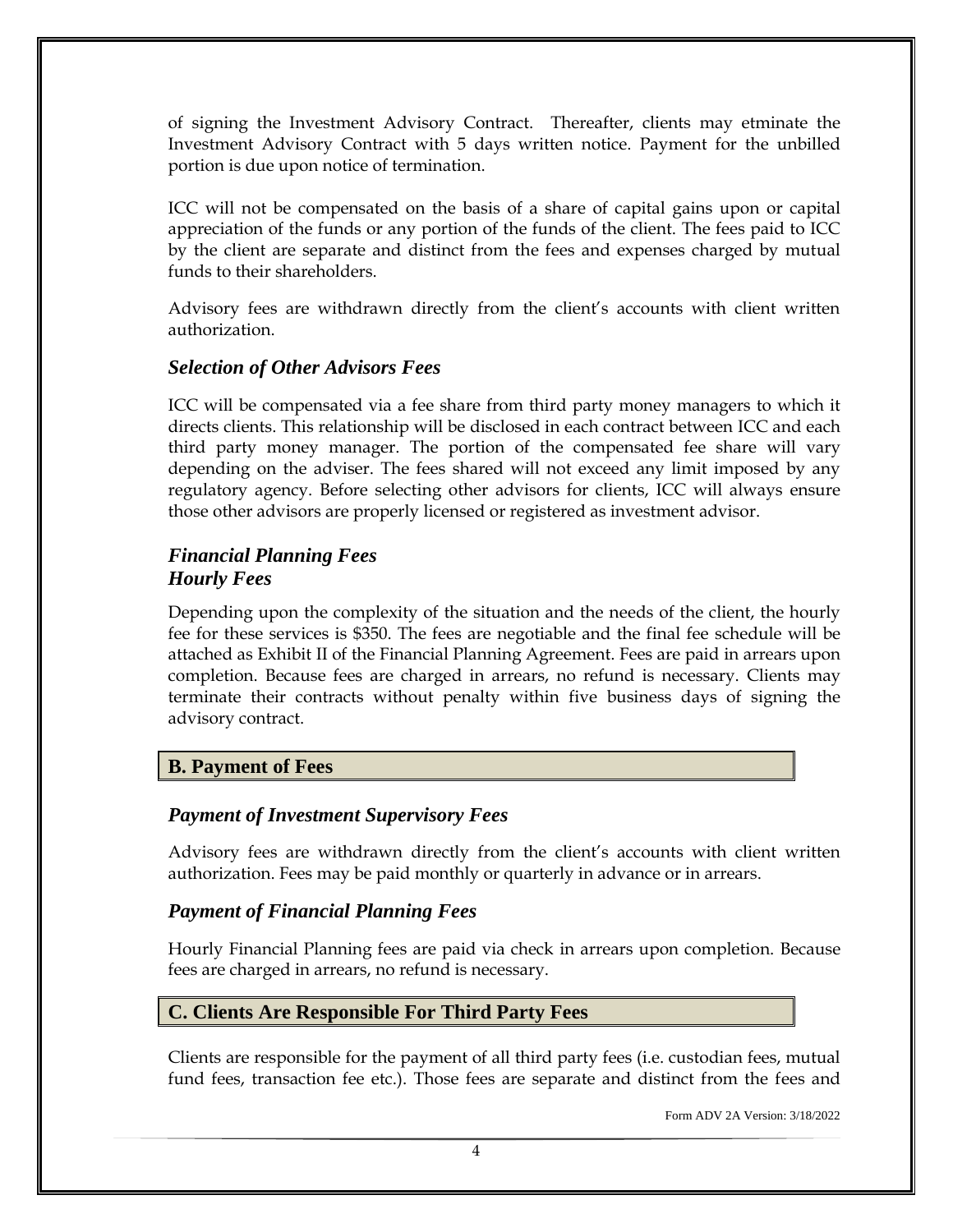of signing the Investment Advisory Contract. Thereafter, clients may etminate the Investment Advisory Contract with 5 days written notice. Payment for the unbilled portion is due upon notice of termination.

ICC will not be compensated on the basis of a share of capital gains upon or capital appreciation of the funds or any portion of the funds of the client. The fees paid to ICC by the client are separate and distinct from the fees and expenses charged by mutual funds to their shareholders.

Advisory fees are withdrawn directly from the client's accounts with client written authorization.

### *Selection of Other Advisors Fees*

ICC will be compensated via a fee share from third party money managers to which it directs clients. This relationship will be disclosed in each contract between ICC and each third party money manager. The portion of the compensated fee share will vary depending on the adviser. The fees shared will not exceed any limit imposed by any regulatory agency. Before selecting other advisors for clients, ICC will always ensure those other advisors are properly licensed or registered as investment advisor.

### *Financial Planning Fees*
### *Hourly Fees*

Depending upon the complexity of the situation and the needs of the client, the hourly fee for these services is $350. The fees are negotiable and the final fee schedule will be attached as Exhibit II of the Financial Planning Agreement. Fees are paid in arrears upon completion. Because fees are charged in arrears, no refund is necessary. Clients may terminate their contracts without penalty within five business days of signing the advisory contract.

## B. Payment of Fees

### *Payment of Investment Supervisory Fees*

Advisory fees are withdrawn directly from the client's accounts with client written authorization. Fees may be paid monthly or quarterly in advance or in arrears.

### *Payment of Financial Planning Fees*

Hourly Financial Planning fees are paid via check in arrears upon completion. Because fees are charged in arrears, no refund is necessary.

## C. Clients Are Responsible For Third Party Fees

Clients are responsible for the payment of all third party fees (i.e. custodian fees, mutual fund fees, transaction fee etc.). Those fees are separate and distinct from the fees and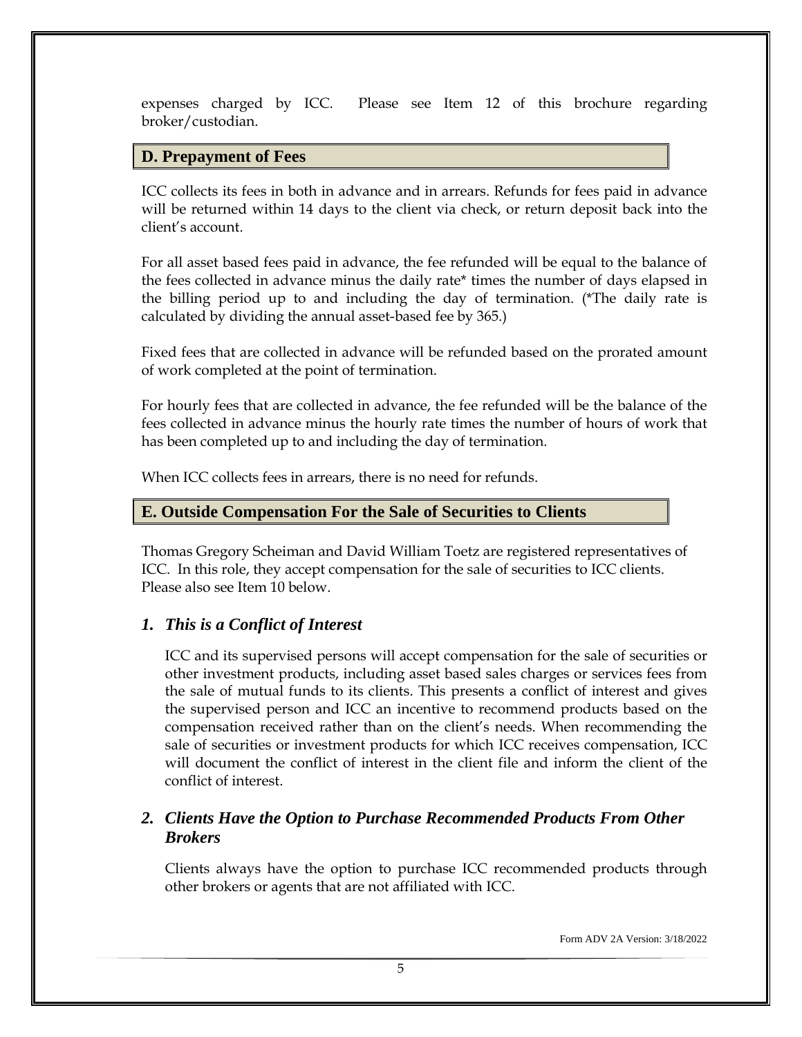expenses charged by ICC. Please see Item 12 of this brochure regarding broker/custodian.

## D. Prepayment of Fees

ICC collects its fees in both in advance and in arrears. Refunds for fees paid in advance will be returned within 14 days to the client via check, or return deposit back into the client's account.

For all asset based fees paid in advance, the fee refunded will be equal to the balance of the fees collected in advance minus the daily rate* times the number of days elapsed in the billing period up to and including the day of termination. (*The daily rate is calculated by dividing the annual asset-based fee by 365.)

Fixed fees that are collected in advance will be refunded based on the prorated amount of work completed at the point of termination.

For hourly fees that are collected in advance, the fee refunded will be the balance of the fees collected in advance minus the hourly rate times the number of hours of work that has been completed up to and including the day of termination.

When ICC collects fees in arrears, there is no need for refunds.

## E. Outside Compensation For the Sale of Securities to Clients

Thomas Gregory Scheiman and David William Toetz are registered representatives of ICC. In this role, they accept compensation for the sale of securities to ICC clients. Please also see Item 10 below.

### *1. This is a Conflict of Interest*

ICC and its supervised persons will accept compensation for the sale of securities or other investment products, including asset based sales charges or services fees from the sale of mutual funds to its clients. This presents a conflict of interest and gives the supervised person and ICC an incentive to recommend products based on the compensation received rather than on the client's needs. When recommending the sale of securities or investment products for which ICC receives compensation, ICC will document the conflict of interest in the client file and inform the client of the conflict of interest.

### *2. Clients Have the Option to Purchase Recommended Products From Other Brokers*

Clients always have the option to purchase ICC recommended products through other brokers or agents that are not affiliated with ICC.

Form ADV 2A Version: 3/18/2022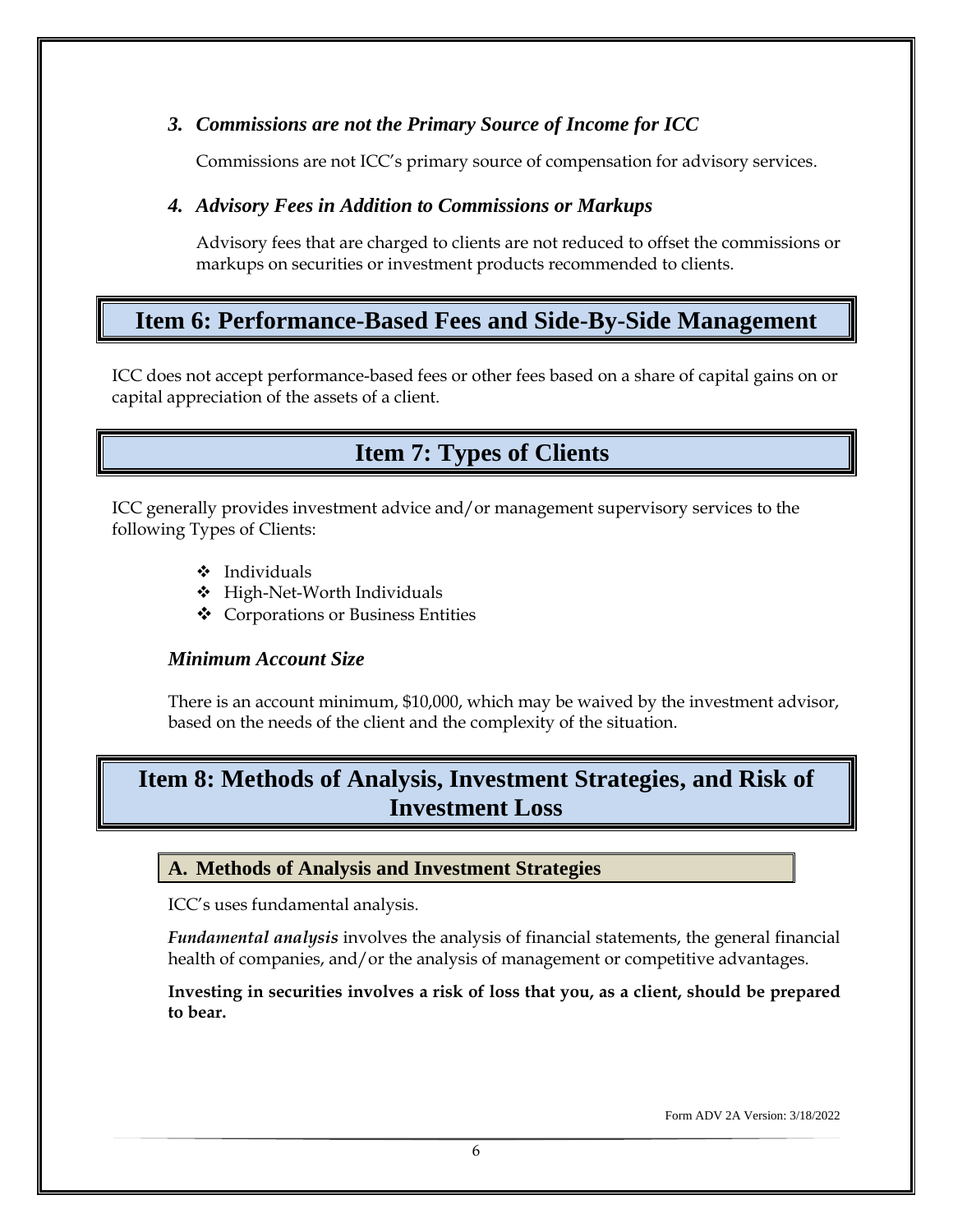### *3. Commissions are not the Primary Source of Income for ICC*

Commissions are not ICC's primary source of compensation for advisory services.

### *4. Advisory Fees in Addition to Commissions or Markups*

Advisory fees that are charged to clients are not reduced to offset the commissions or markups on securities or investment products recommended to clients.

# Item 6: Performance-Based Fees and Side-By-Side Management

ICC does not accept performance-based fees or other fees based on a share of capital gains on or capital appreciation of the assets of a client.

# Item 7: Types of Clients

ICC generally provides investment advice and/or management supervisory services to the following Types of Clients:

- Individuals
- High-Net-Worth Individuals
- Corporations or Business Entities

### *Minimum Account Size*

There is an account minimum, $10,000, which may be waived by the investment advisor, based on the needs of the client and the complexity of the situation.

# Item 8: Methods of Analysis, Investment Strategies, and Risk of Investment Loss

## A. Methods of Analysis and Investment Strategies

ICC's uses fundamental analysis.

***Fundamental analysis*** involves the analysis of financial statements, the general financial health of companies, and/or the analysis of management or competitive advantages.

**Investing in securities involves a risk of loss that you, as a client, should be prepared to bear.**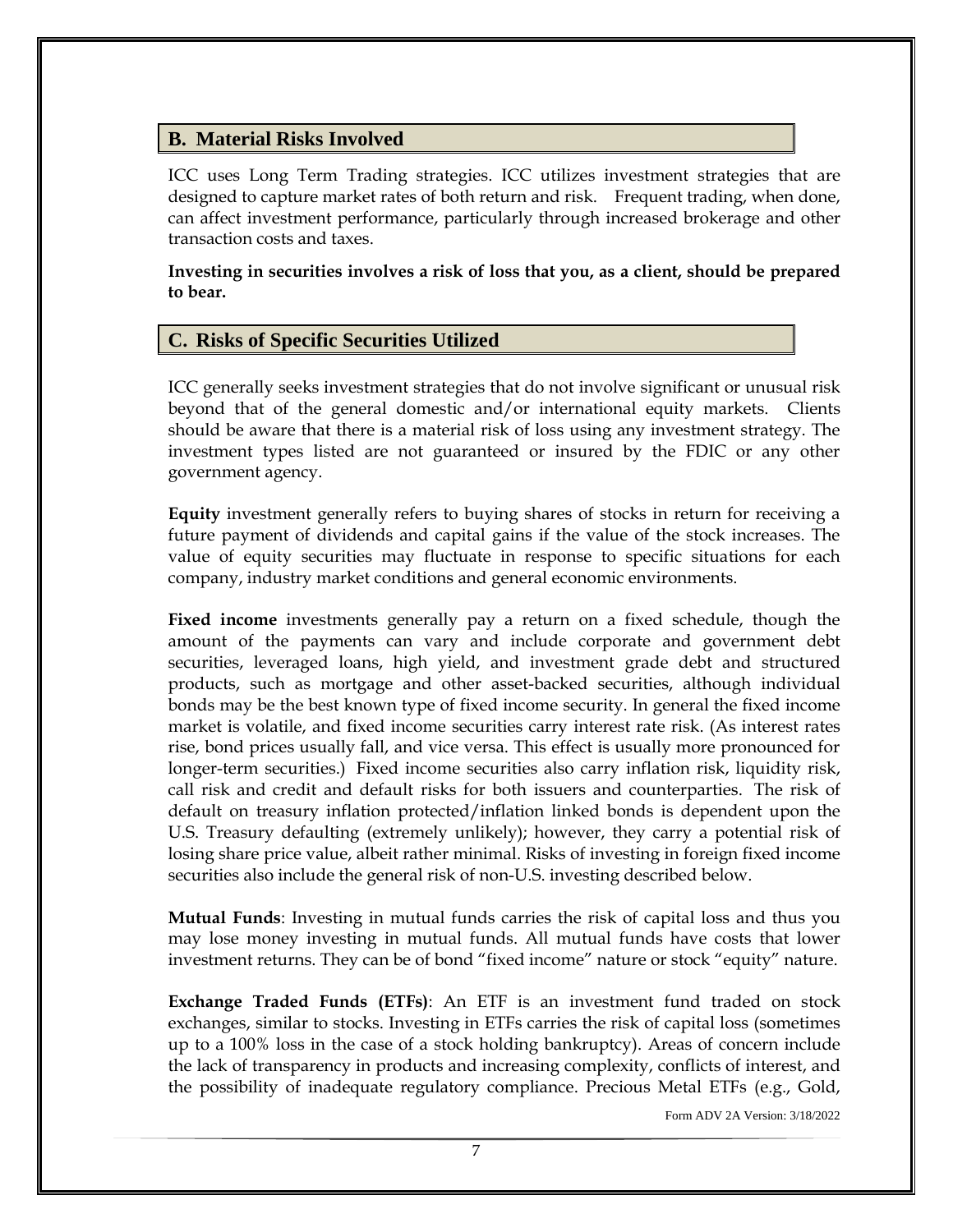## B. Material Risks Involved

ICC uses Long Term Trading strategies. ICC utilizes investment strategies that are designed to capture market rates of both return and risk. Frequent trading, when done, can affect investment performance, particularly through increased brokerage and other transaction costs and taxes.

**Investing in securities involves a risk of loss that you, as a client, should be prepared to bear.**

## C. Risks of Specific Securities Utilized

ICC generally seeks investment strategies that do not involve significant or unusual risk beyond that of the general domestic and/or international equity markets. Clients should be aware that there is a material risk of loss using any investment strategy. The investment types listed are not guaranteed or insured by the FDIC or any other government agency.

**Equity** investment generally refers to buying shares of stocks in return for receiving a future payment of dividends and capital gains if the value of the stock increases. The value of equity securities may fluctuate in response to specific situations for each company, industry market conditions and general economic environments.

**Fixed income** investments generally pay a return on a fixed schedule, though the amount of the payments can vary and include corporate and government debt securities, leveraged loans, high yield, and investment grade debt and structured products, such as mortgage and other asset-backed securities, although individual bonds may be the best known type of fixed income security. In general the fixed income market is volatile, and fixed income securities carry interest rate risk. (As interest rates rise, bond prices usually fall, and vice versa. This effect is usually more pronounced for longer-term securities.) Fixed income securities also carry inflation risk, liquidity risk, call risk and credit and default risks for both issuers and counterparties. The risk of default on treasury inflation protected/inflation linked bonds is dependent upon the U.S. Treasury defaulting (extremely unlikely); however, they carry a potential risk of losing share price value, albeit rather minimal. Risks of investing in foreign fixed income securities also include the general risk of non-U.S. investing described below.

**Mutual Funds**: Investing in mutual funds carries the risk of capital loss and thus you may lose money investing in mutual funds. All mutual funds have costs that lower investment returns. They can be of bond "fixed income" nature or stock "equity" nature.

**Exchange Traded Funds (ETFs)**: An ETF is an investment fund traded on stock exchanges, similar to stocks. Investing in ETFs carries the risk of capital loss (sometimes up to a 100% loss in the case of a stock holding bankruptcy). Areas of concern include the lack of transparency in products and increasing complexity, conflicts of interest, and the possibility of inadequate regulatory compliance. Precious Metal ETFs (e.g., Gold,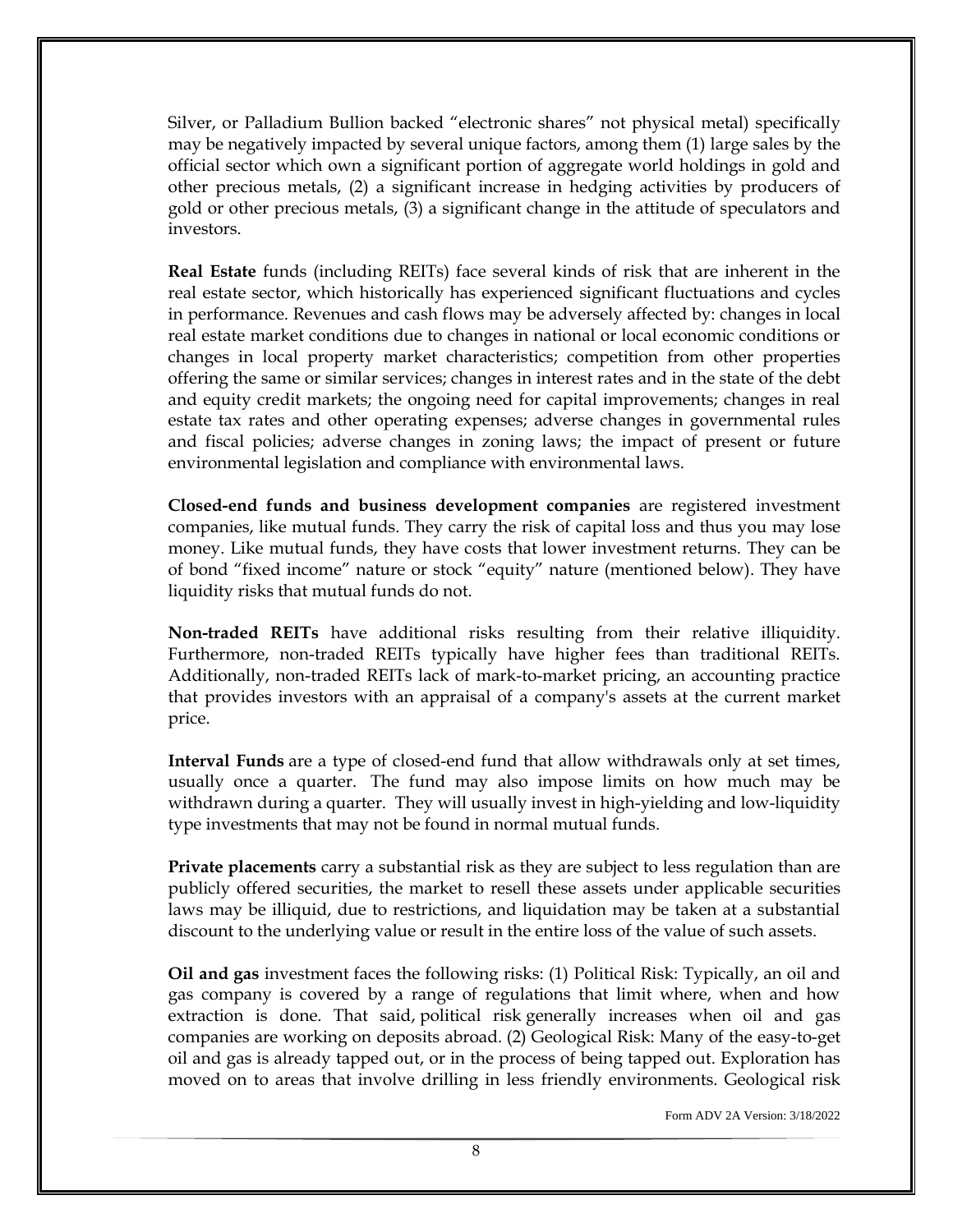Silver, or Palladium Bullion backed “electronic shares” not physical metal) specifically may be negatively impacted by several unique factors, among them (1) large sales by the official sector which own a significant portion of aggregate world holdings in gold and other precious metals, (2) a significant increase in hedging activities by producers of gold or other precious metals, (3) a significant change in the attitude of speculators and investors.

**Real Estate** funds (including REITs) face several kinds of risk that are inherent in the real estate sector, which historically has experienced significant fluctuations and cycles in performance. Revenues and cash flows may be adversely affected by: changes in local real estate market conditions due to changes in national or local economic conditions or changes in local property market characteristics; competition from other properties offering the same or similar services; changes in interest rates and in the state of the debt and equity credit markets; the ongoing need for capital improvements; changes in real estate tax rates and other operating expenses; adverse changes in governmental rules and fiscal policies; adverse changes in zoning laws; the impact of present or future environmental legislation and compliance with environmental laws.

**Closed-end funds and business development companies** are registered investment companies, like mutual funds. They carry the risk of capital loss and thus you may lose money. Like mutual funds, they have costs that lower investment returns. They can be of bond “fixed income” nature or stock “equity” nature (mentioned below). They have liquidity risks that mutual funds do not.

**Non-traded REITs** have additional risks resulting from their relative illiquidity. Furthermore, non-traded REITs typically have higher fees than traditional REITs. Additionally, non-traded REITs lack of mark-to-market pricing, an accounting practice that provides investors with an appraisal of a company's assets at the current market price.

**Interval Funds** are a type of closed-end fund that allow withdrawals only at set times, usually once a quarter. The fund may also impose limits on how much may be withdrawn during a quarter. They will usually invest in high-yielding and low-liquidity type investments that may not be found in normal mutual funds.

**Private placements** carry a substantial risk as they are subject to less regulation than are publicly offered securities, the market to resell these assets under applicable securities laws may be illiquid, due to restrictions, and liquidation may be taken at a substantial discount to the underlying value or result in the entire loss of the value of such assets.

**Oil and gas** investment faces the following risks: (1) Political Risk: Typically, an oil and gas company is covered by a range of regulations that limit where, when and how extraction is done. That said, political risk generally increases when oil and gas companies are working on deposits abroad. (2) Geological Risk: Many of the easy-to-get oil and gas is already tapped out, or in the process of being tapped out. Exploration has moved on to areas that involve drilling in less friendly environments. Geological risk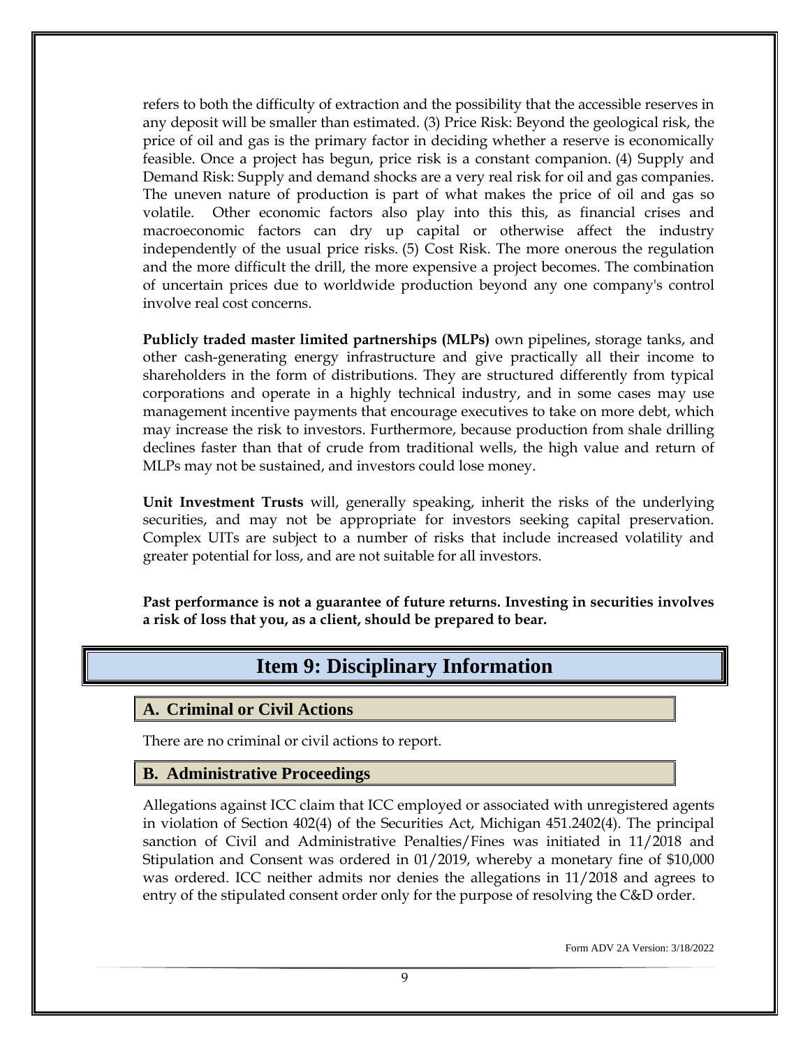refers to both the difficulty of extraction and the possibility that the accessible reserves in any deposit will be smaller than estimated. (3) Price Risk: Beyond the geological risk, the price of oil and gas is the primary factor in deciding whether a reserve is economically feasible. Once a project has begun, price risk is a constant companion. (4) Supply and Demand Risk: Supply and demand shocks are a very real risk for oil and gas companies. The uneven nature of production is part of what makes the price of oil and gas so volatile. Other economic factors also play into this this, as financial crises and macroeconomic factors can dry up capital or otherwise affect the industry independently of the usual price risks. (5) Cost Risk. The more onerous the regulation and the more difficult the drill, the more expensive a project becomes. The combination of uncertain prices due to worldwide production beyond any one company's control involve real cost concerns.

**Publicly traded master limited partnerships (MLPs)** own pipelines, storage tanks, and other cash-generating energy infrastructure and give practically all their income to shareholders in the form of distributions. They are structured differently from typical corporations and operate in a highly technical industry, and in some cases may use management incentive payments that encourage executives to take on more debt, which may increase the risk to investors. Furthermore, because production from shale drilling declines faster than that of crude from traditional wells, the high value and return of MLPs may not be sustained, and investors could lose money.

**Unit Investment Trusts** will, generally speaking, inherit the risks of the underlying securities, and may not be appropriate for investors seeking capital preservation. Complex UITs are subject to a number of risks that include increased volatility and greater potential for loss, and are not suitable for all investors.

**Past performance is not a guarantee of future returns. Investing in securities involves a risk of loss that you, as a client, should be prepared to bear.**

# Item 9: Disciplinary Information

## A. Criminal or Civil Actions

There are no criminal or civil actions to report.

## B. Administrative Proceedings

Allegations against ICC claim that ICC employed or associated with unregistered agents in violation of Section 402(4) of the Securities Act, Michigan 451.2402(4). The principal sanction of Civil and Administrative Penalties/Fines was initiated in 11/2018 and Stipulation and Consent was ordered in 01/2019, whereby a monetary fine of $10,000 was ordered. ICC neither admits nor denies the allegations in 11/2018 and agrees to entry of the stipulated consent order only for the purpose of resolving the C&D order.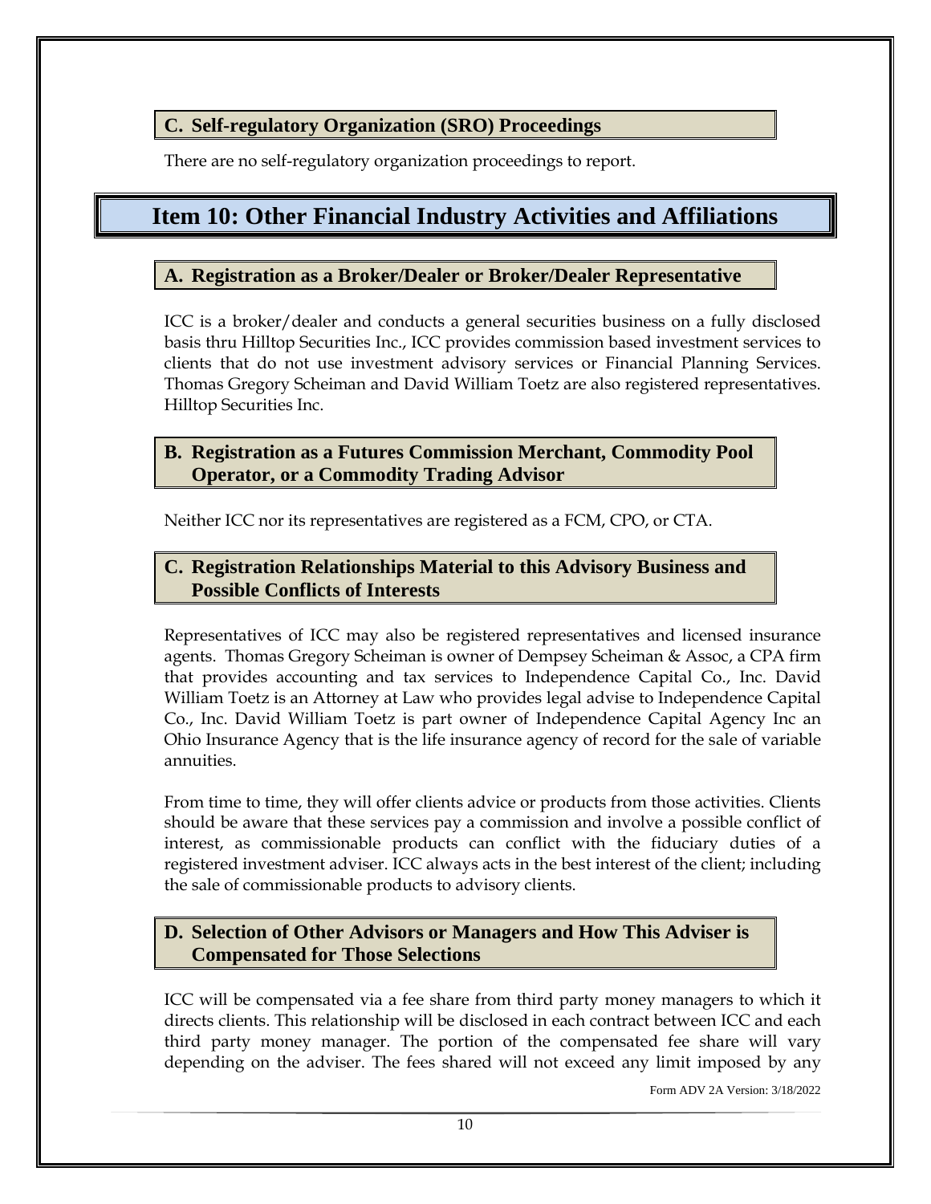### C. Self-regulatory Organization (SRO) Proceedings

There are no self-regulatory organization proceedings to report.

## Item 10: Other Financial Industry Activities and Affiliations

### A. Registration as a Broker/Dealer or Broker/Dealer Representative

ICC is a broker/dealer and conducts a general securities business on a fully disclosed basis thru Hilltop Securities Inc., ICC provides commission based investment services to clients that do not use investment advisory services or Financial Planning Services. Thomas Gregory Scheiman and David William Toetz are also registered representatives. Hilltop Securities Inc.

### B. Registration as a Futures Commission Merchant, Commodity Pool Operator, or a Commodity Trading Advisor

Neither ICC nor its representatives are registered as a FCM, CPO, or CTA.

### C. Registration Relationships Material to this Advisory Business and Possible Conflicts of Interests

Representatives of ICC may also be registered representatives and licensed insurance agents. Thomas Gregory Scheiman is owner of Dempsey Scheiman & Assoc, a CPA firm that provides accounting and tax services to Independence Capital Co., Inc. David William Toetz is an Attorney at Law who provides legal advise to Independence Capital Co., Inc. David William Toetz is part owner of Independence Capital Agency Inc an Ohio Insurance Agency that is the life insurance agency of record for the sale of variable annuities.

From time to time, they will offer clients advice or products from those activities. Clients should be aware that these services pay a commission and involve a possible conflict of interest, as commissionable products can conflict with the fiduciary duties of a registered investment adviser. ICC always acts in the best interest of the client; including the sale of commissionable products to advisory clients.

### D. Selection of Other Advisors or Managers and How This Adviser is Compensated for Those Selections

ICC will be compensated via a fee share from third party money managers to which it directs clients. This relationship will be disclosed in each contract between ICC and each third party money manager. The portion of the compensated fee share will vary depending on the adviser. The fees shared will not exceed any limit imposed by any

Form ADV 2A Version: 3/18/2022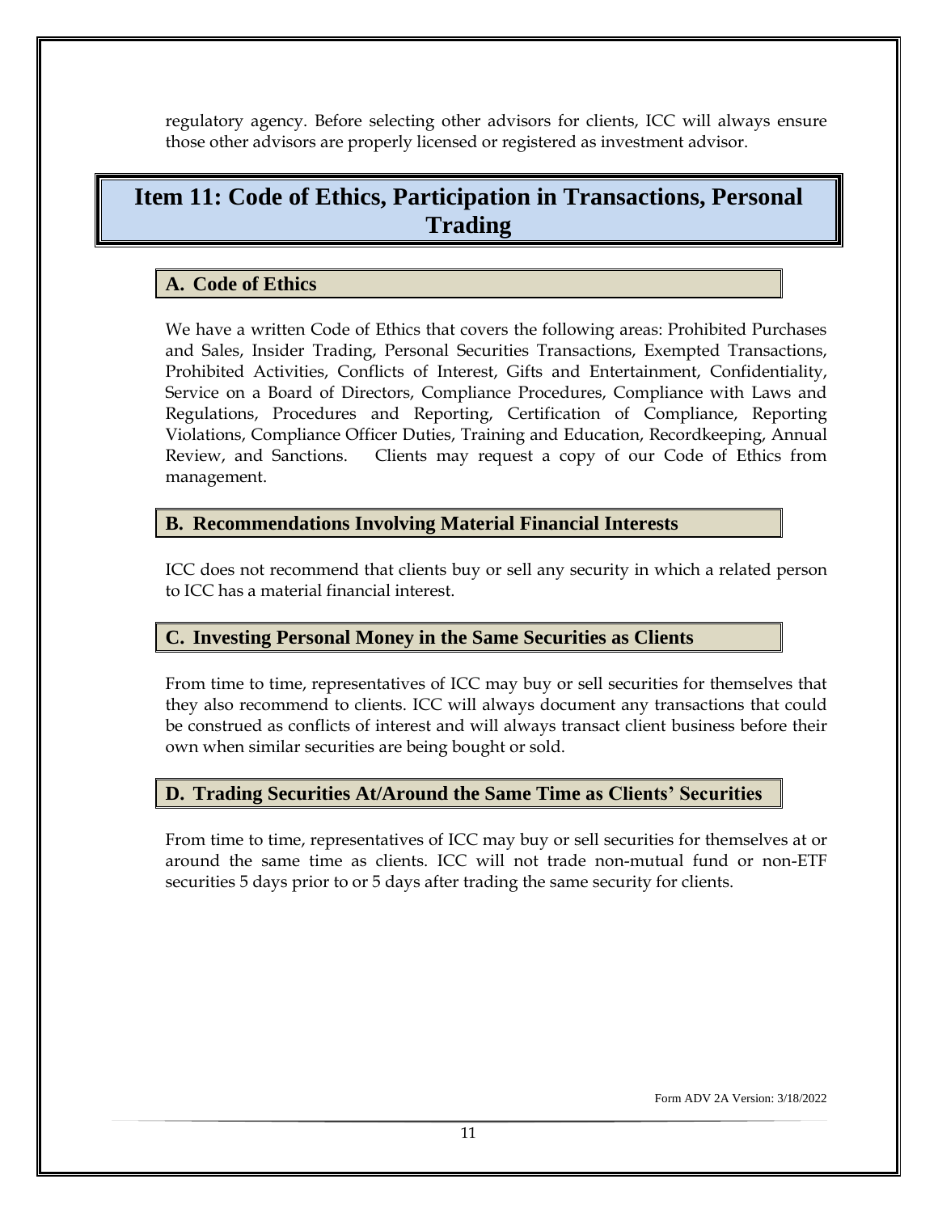regulatory agency. Before selecting other advisors for clients, ICC will always ensure those other advisors are properly licensed or registered as investment advisor.

# Item 11: Code of Ethics, Participation in Transactions, Personal Trading

## A. Code of Ethics

We have a written Code of Ethics that covers the following areas: Prohibited Purchases and Sales, Insider Trading, Personal Securities Transactions, Exempted Transactions, Prohibited Activities, Conflicts of Interest, Gifts and Entertainment, Confidentiality, Service on a Board of Directors, Compliance Procedures, Compliance with Laws and Regulations, Procedures and Reporting, Certification of Compliance, Reporting Violations, Compliance Officer Duties, Training and Education, Recordkeeping, Annual Review, and Sanctions. Clients may request a copy of our Code of Ethics from management.

## B. Recommendations Involving Material Financial Interests

ICC does not recommend that clients buy or sell any security in which a related person to ICC has a material financial interest.

## C. Investing Personal Money in the Same Securities as Clients

From time to time, representatives of ICC may buy or sell securities for themselves that they also recommend to clients. ICC will always document any transactions that could be construed as conflicts of interest and will always transact client business before their own when similar securities are being bought or sold.

## D. Trading Securities At/Around the Same Time as Clients' Securities

From time to time, representatives of ICC may buy or sell securities for themselves at or around the same time as clients. ICC will not trade non-mutual fund or non-ETF securities 5 days prior to or 5 days after trading the same security for clients.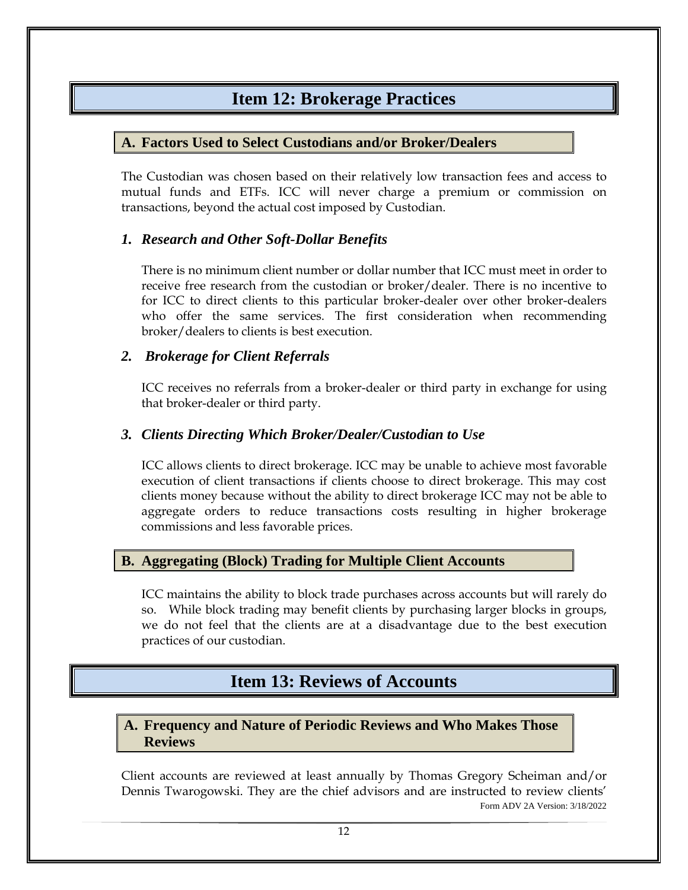# Item 12: Brokerage Practices

## A. Factors Used to Select Custodians and/or Broker/Dealers

The Custodian was chosen based on their relatively low transaction fees and access to mutual funds and ETFs. ICC will never charge a premium or commission on transactions, beyond the actual cost imposed by Custodian.

### *1. Research and Other Soft-Dollar Benefits*

There is no minimum client number or dollar number that ICC must meet in order to receive free research from the custodian or broker/dealer. There is no incentive to for ICC to direct clients to this particular broker-dealer over other broker-dealers who offer the same services. The first consideration when recommending broker/dealers to clients is best execution.

### *2. Brokerage for Client Referrals*

ICC receives no referrals from a broker-dealer or third party in exchange for using that broker-dealer or third party.

### *3. Clients Directing Which Broker/Dealer/Custodian to Use*

ICC allows clients to direct brokerage. ICC may be unable to achieve most favorable execution of client transactions if clients choose to direct brokerage. This may cost clients money because without the ability to direct brokerage ICC may not be able to aggregate orders to reduce transactions costs resulting in higher brokerage commissions and less favorable prices.

## B. Aggregating (Block) Trading for Multiple Client Accounts

ICC maintains the ability to block trade purchases across accounts but will rarely do so. While block trading may benefit clients by purchasing larger blocks in groups, we do not feel that the clients are at a disadvantage due to the best execution practices of our custodian.

# Item 13: Reviews of Accounts

## A. Frequency and Nature of Periodic Reviews and Who Makes Those Reviews

Client accounts are reviewed at least annually by Thomas Gregory Scheiman and/or Dennis Twarogowski. They are the chief advisors and are instructed to review clients'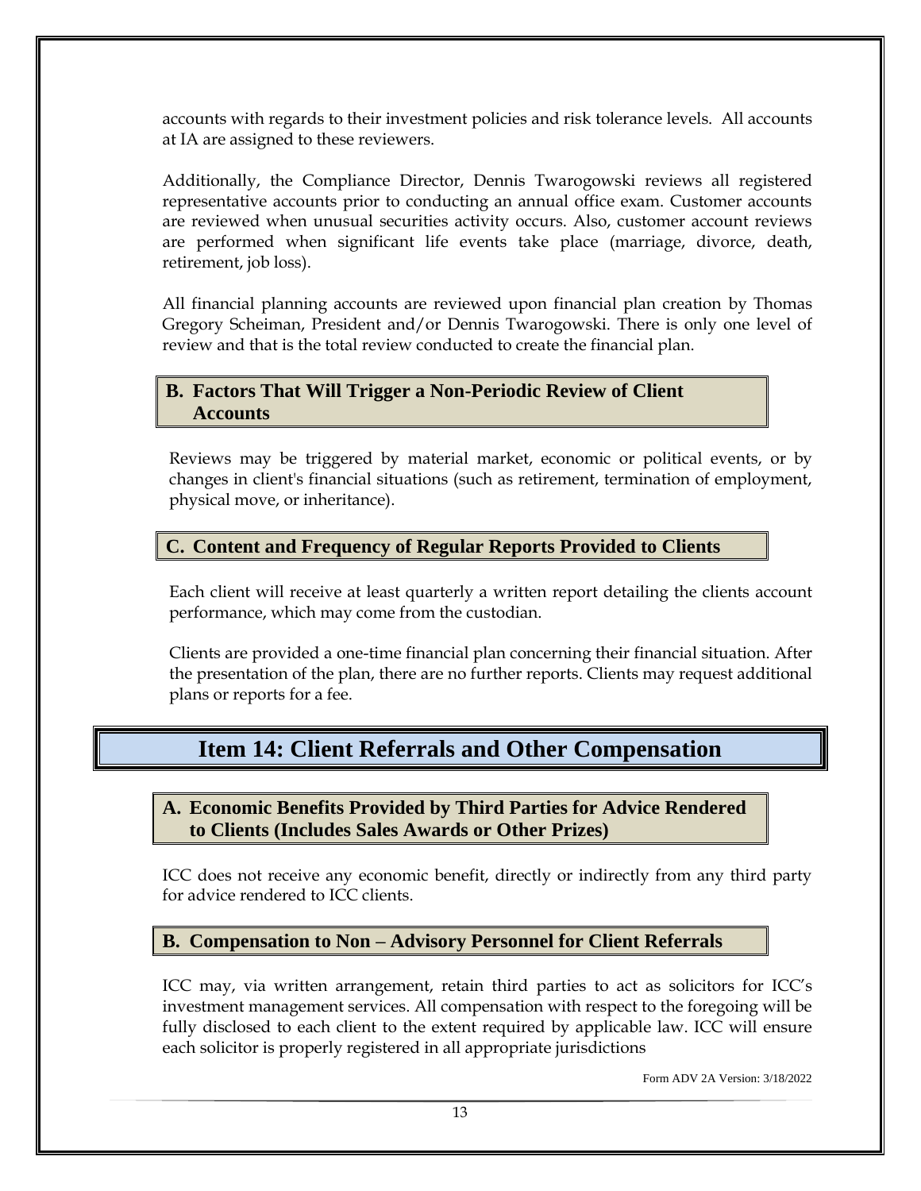accounts with regards to their investment policies and risk tolerance levels. All accounts at IA are assigned to these reviewers.

Additionally, the Compliance Director, Dennis Twarogowski reviews all registered representative accounts prior to conducting an annual office exam. Customer accounts are reviewed when unusual securities activity occurs. Also, customer account reviews are performed when significant life events take place (marriage, divorce, death, retirement, job loss).

All financial planning accounts are reviewed upon financial plan creation by Thomas Gregory Scheiman, President and/or Dennis Twarogowski. There is only one level of review and that is the total review conducted to create the financial plan.

### B. Factors That Will Trigger a Non-Periodic Review of Client Accounts

Reviews may be triggered by material market, economic or political events, or by changes in client's financial situations (such as retirement, termination of employment, physical move, or inheritance).

### C. Content and Frequency of Regular Reports Provided to Clients

Each client will receive at least quarterly a written report detailing the clients account performance, which may come from the custodian.

Clients are provided a one-time financial plan concerning their financial situation. After the presentation of the plan, there are no further reports. Clients may request additional plans or reports for a fee.

## Item 14: Client Referrals and Other Compensation

### A. Economic Benefits Provided by Third Parties for Advice Rendered to Clients (Includes Sales Awards or Other Prizes)

ICC does not receive any economic benefit, directly or indirectly from any third party for advice rendered to ICC clients.

### B. Compensation to Non – Advisory Personnel for Client Referrals

ICC may, via written arrangement, retain third parties to act as solicitors for ICC's investment management services. All compensation with respect to the foregoing will be fully disclosed to each client to the extent required by applicable law. ICC will ensure each solicitor is properly registered in all appropriate jurisdictions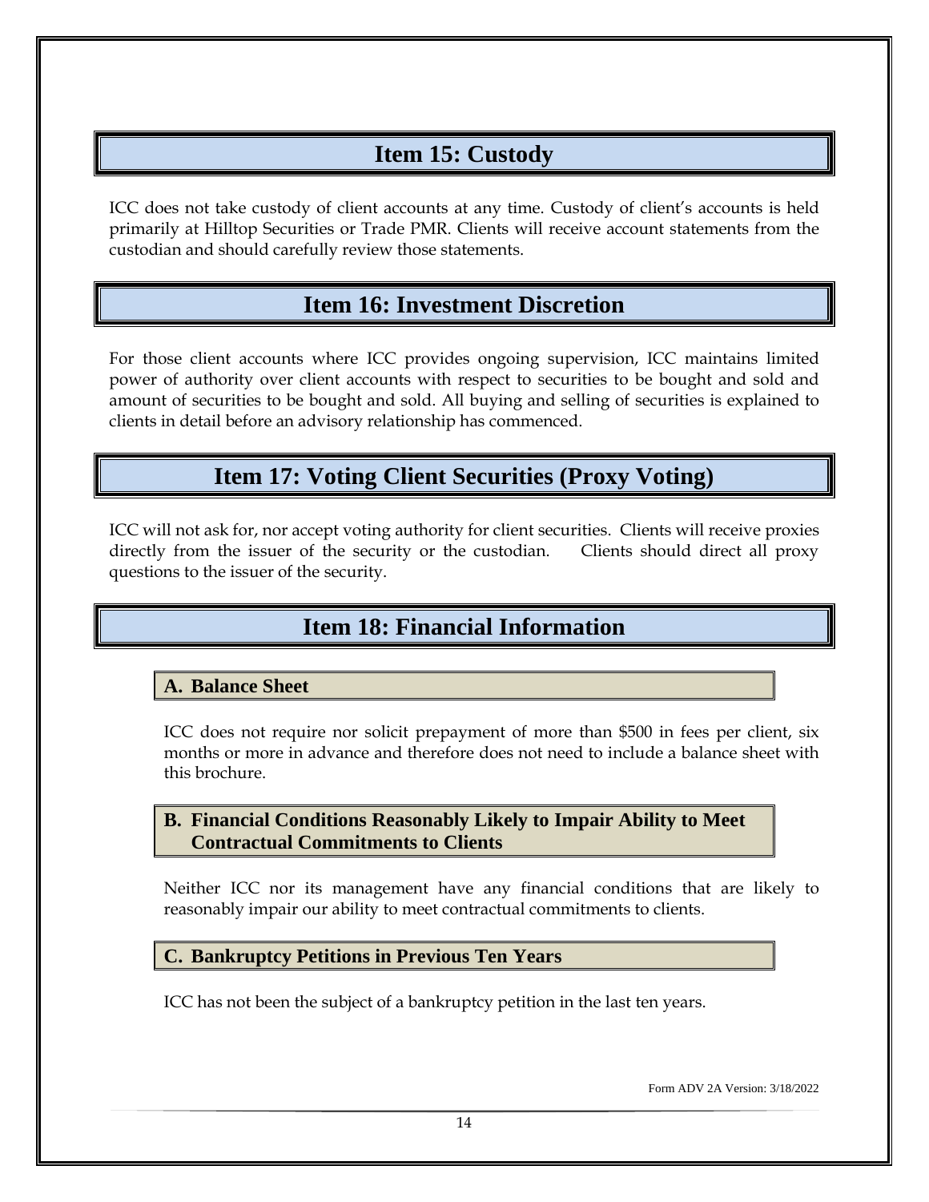## Item 15: Custody

ICC does not take custody of client accounts at any time. Custody of client's accounts is held primarily at Hilltop Securities or Trade PMR. Clients will receive account statements from the custodian and should carefully review those statements.

## Item 16: Investment Discretion

For those client accounts where ICC provides ongoing supervision, ICC maintains limited power of authority over client accounts with respect to securities to be bought and sold and amount of securities to be bought and sold. All buying and selling of securities is explained to clients in detail before an advisory relationship has commenced.

## Item 17: Voting Client Securities (Proxy Voting)

ICC will not ask for, nor accept voting authority for client securities. Clients will receive proxies directly from the issuer of the security or the custodian. Clients should direct all proxy questions to the issuer of the security.

## Item 18: Financial Information

### A. Balance Sheet

ICC does not require nor solicit prepayment of more than $500 in fees per client, six months or more in advance and therefore does not need to include a balance sheet with this brochure.

### B. Financial Conditions Reasonably Likely to Impair Ability to Meet Contractual Commitments to Clients

Neither ICC nor its management have any financial conditions that are likely to reasonably impair our ability to meet contractual commitments to clients.

### C. Bankruptcy Petitions in Previous Ten Years

ICC has not been the subject of a bankruptcy petition in the last ten years.

Form ADV 2A Version: 3/18/2022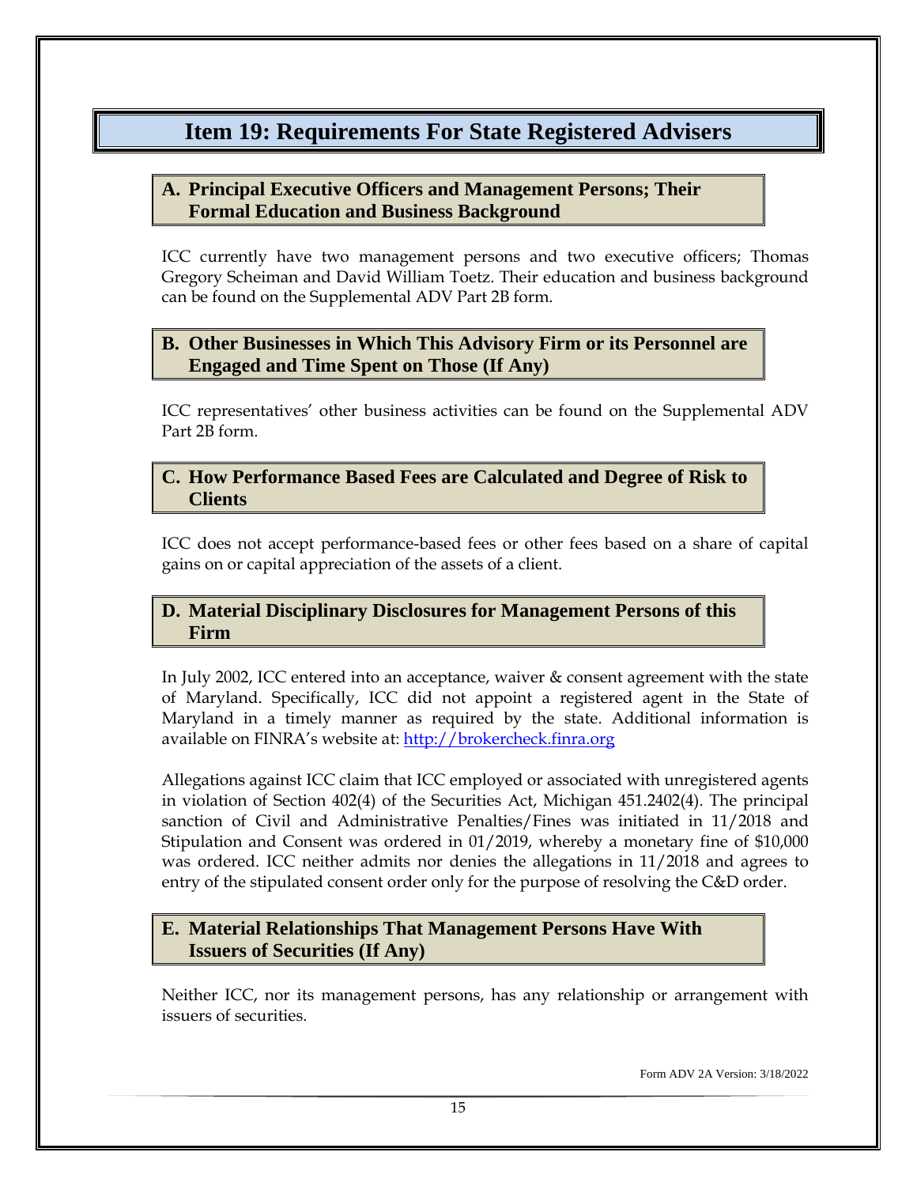# Item 19: Requirements For State Registered Advisers

## A. Principal Executive Officers and Management Persons; Their Formal Education and Business Background

ICC currently have two management persons and two executive officers; Thomas Gregory Scheiman and David William Toetz. Their education and business background can be found on the Supplemental ADV Part 2B form.

## B. Other Businesses in Which This Advisory Firm or its Personnel are Engaged and Time Spent on Those (If Any)

ICC representatives' other business activities can be found on the Supplemental ADV Part 2B form.

## C. How Performance Based Fees are Calculated and Degree of Risk to Clients

ICC does not accept performance-based fees or other fees based on a share of capital gains on or capital appreciation of the assets of a client.

## D. Material Disciplinary Disclosures for Management Persons of this Firm

In July 2002, ICC entered into an acceptance, waiver & consent agreement with the state of Maryland. Specifically, ICC did not appoint a registered agent in the State of Maryland in a timely manner as required by the state. Additional information is available on FINRA's website at: [http://brokercheck.finra.org](http://brokercheck.finra.org)

Allegations against ICC claim that ICC employed or associated with unregistered agents in violation of Section 402(4) of the Securities Act, Michigan 451.2402(4). The principal sanction of Civil and Administrative Penalties/Fines was initiated in 11/2018 and Stipulation and Consent was ordered in 01/2019, whereby a monetary fine of $10,000 was ordered. ICC neither admits nor denies the allegations in 11/2018 and agrees to entry of the stipulated consent order only for the purpose of resolving the C&D order.

## E. Material Relationships That Management Persons Have With Issuers of Securities (If Any)

Neither ICC, nor its management persons, has any relationship or arrangement with issuers of securities.

Form ADV 2A Version: 3/18/2022